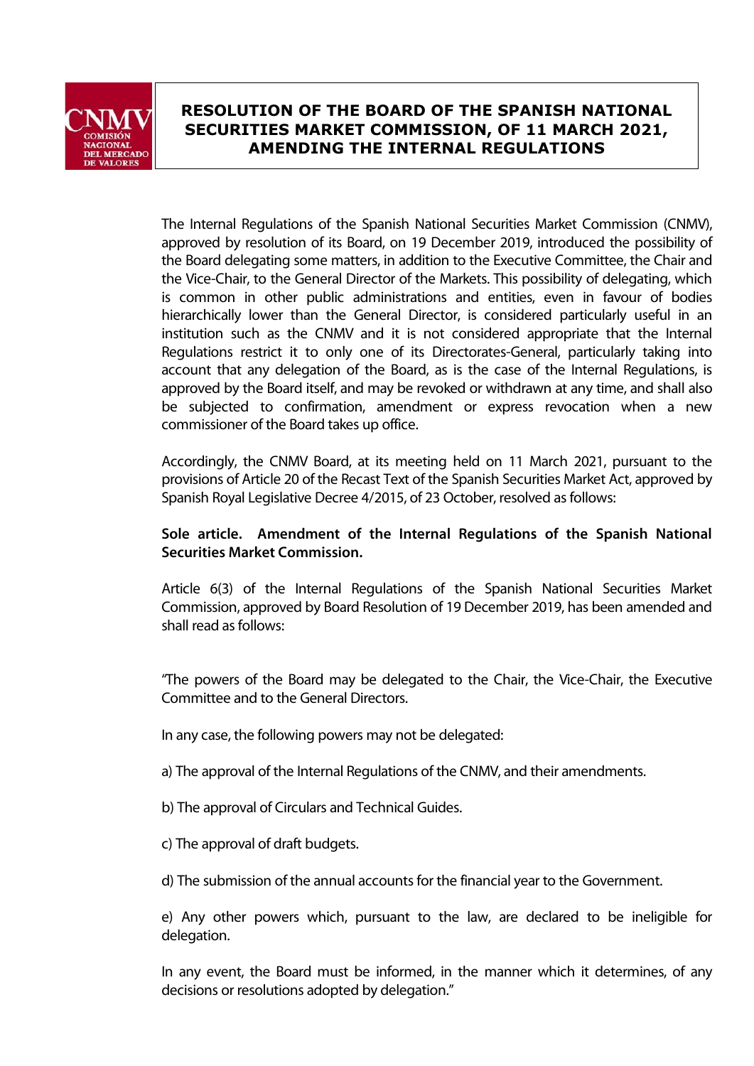# RESOLUTION OF THE BOARD OF THE SPANISH NATIONAL SECURITIES MARKET COMMISSION, OF 11 MARCH 2021, AMENDING THE INTERNAL REGULATIONS

The Internal Regulations of the Spanish National Securities Market Commission (CNMV), approved by resolution of its Board, on 19 December 2019, introduced the possibility of the Board delegating some matters, in addition to the Executive Committee, the Chair and the Vice-Chair, to the General Director of the Markets. This possibility of delegating, which is common in other public administrations and entities, even in favour of bodies hierarchically lower than the General Director, is considered particularly useful in an institution such as the CNMV and it is not considered appropriate that the Internal Regulations restrict it to only one of its Directorates-General, particularly taking into account that any delegation of the Board, as is the case of the Internal Regulations, is approved by the Board itself, and may be revoked or withdrawn at any time, and shall also be subjected to confirmation, amendment or express revocation when a new commissioner of the Board takes up office.

Accordingly, the CNMV Board, at its meeting held on 11 March 2021, pursuant to the provisions of Article 20 of the Recast Text of the Spanish Securities Market Act, approved by Spanish Royal Legislative Decree 4/2015, of 23 October, resolved as follows:

**Sole article. Amendment of the Internal Regulations of the Spanish National Securities Market Commission.**

Article 6(3) of the Internal Regulations of the Spanish National Securities Market Commission, approved by Board Resolution of 19 December 2019, has been amended and shall read as follows:

"The powers of the Board may be delegated to the Chair, the Vice-Chair, the Executive Committee and to the General Directors.

In any case, the following powers may not be delegated:

a) The approval of the Internal Regulations of the CNMV, and their amendments.

b) The approval of Circulars and Technical Guides.

c) The approval of draft budgets.

d) The submission of the annual accounts for the financial year to the Government.

e) Any other powers which, pursuant to the law, are declared to be ineligible for delegation.

In any event, the Board must be informed, in the manner which it determines, of any decisions or resolutions adopted by delegation."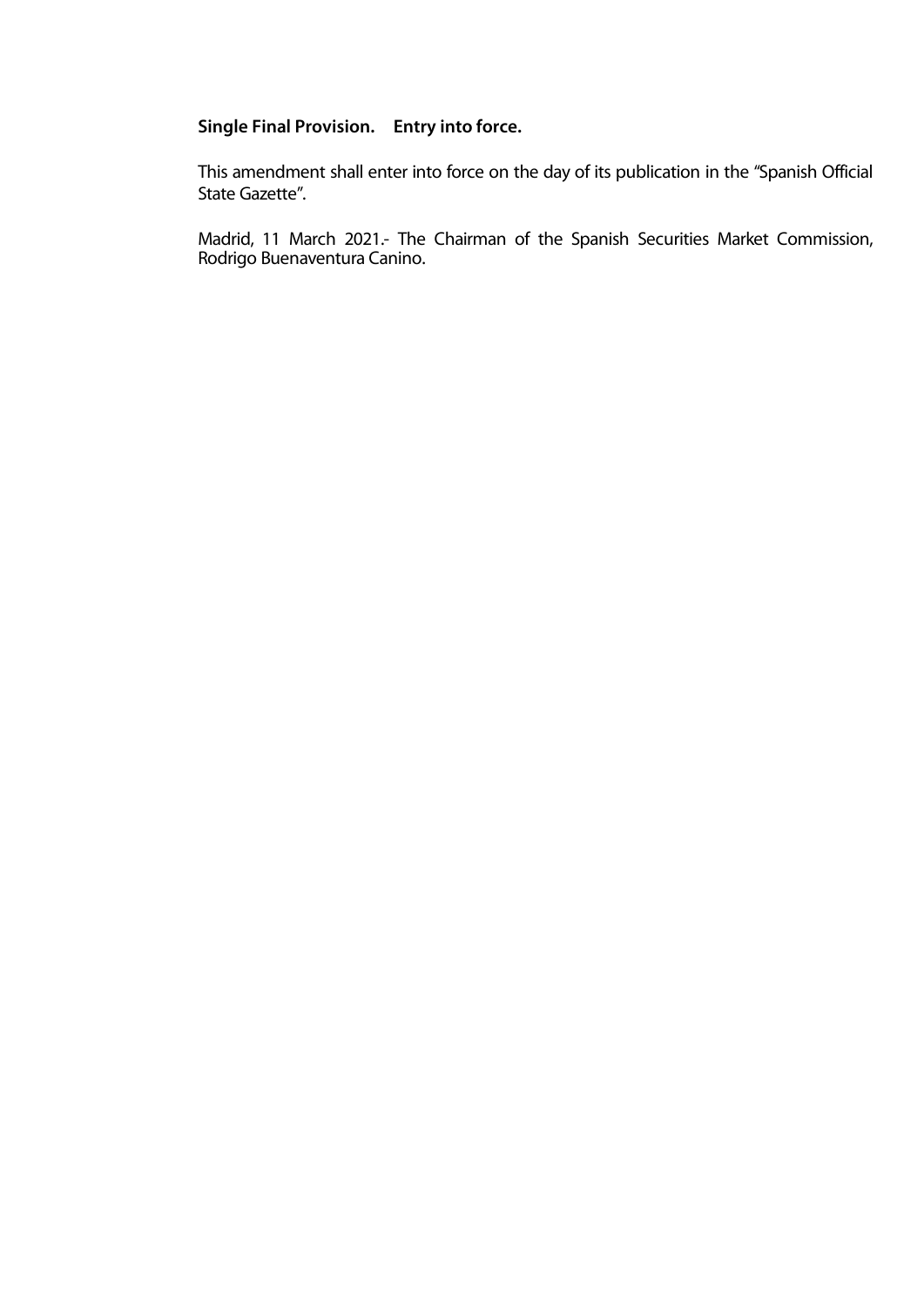**Single Final Provision. Entry into force.**

This amendment shall enter into force on the day of its publication in the "Spanish Official State Gazette".

Madrid, 11 March 2021.- The Chairman of the Spanish Securities Market Commission, Rodrigo Buenaventura Canino.